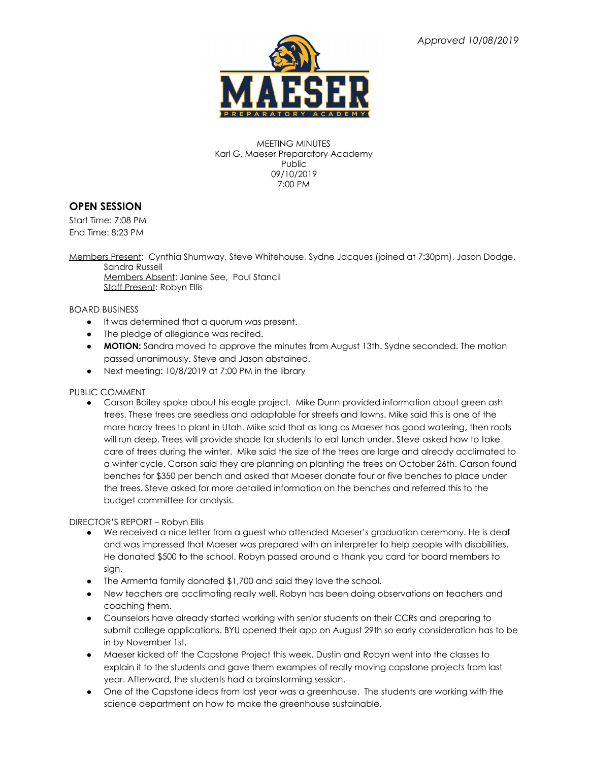*Approved 10/08/2019*

MEETING MINUTES
Karl G. Maeser Preparatory Academy
Public
09/10/2019
7:00 PM

## OPEN SESSION

Start Time: 7:08 PM
End Time: 8:23 PM

Members Present: Cynthia Shumway, Steve Whitehouse, Sydne Jacques (joined at 7:30pm), Jason Dodge, Sandra Russell
Members Absent: Janine See, Paul Stancil
Staff Present: Robyn Ellis

BOARD BUSINESS

- It was determined that a quorum was present.
- The pledge of allegiance was recited.
- **MOTION:** Sandra moved to approve the minutes from August 13th. Sydne seconded. The motion passed unanimously. Steve and Jason abstained.
- Next meeting: 10/8/2019 at 7:00 PM in the library

PUBLIC COMMENT

- Carson Bailey spoke about his eagle project. Mike Dunn provided information about green ash trees. These trees are seedless and adaptable for streets and lawns. Mike said this is one of the more hardy trees to plant in Utah. Mike said that as long as Maeser has good watering, then roots will run deep. Trees will provide shade for students to eat lunch under. Steve asked how to take care of trees during the winter. Mike said the size of the trees are large and already acclimated to a winter cycle. Carson said they are planning on planting the trees on October 26th. Carson found benches for $350 per bench and asked that Maeser donate four or five benches to place under the trees. Steve asked for more detailed information on the benches and referred this to the budget committee for analysis.

DIRECTOR'S REPORT – Robyn Ellis

- We received a nice letter from a guest who attended Maeser's graduation ceremony. He is deaf and was impressed that Maeser was prepared with an interpreter to help people with disabilities. He donated $500 to the school. Robyn passed around a thank you card for board members to sign.
- The Armenta family donated $1,700 and said they love the school.
- New teachers are acclimating really well. Robyn has been doing observations on teachers and coaching them.
- Counselors have already started working with senior students on their CCRs and preparing to submit college applications. BYU opened their app on August 29th so early consideration has to be in by November 1st.
- Maeser kicked off the Capstone Project this week. Dustin and Robyn went into the classes to explain it to the students and gave them examples of really moving capstone projects from last year. Afterward, the students had a brainstorming session.
- One of the Capstone ideas from last year was a greenhouse. The students are working with the science department on how to make the greenhouse sustainable.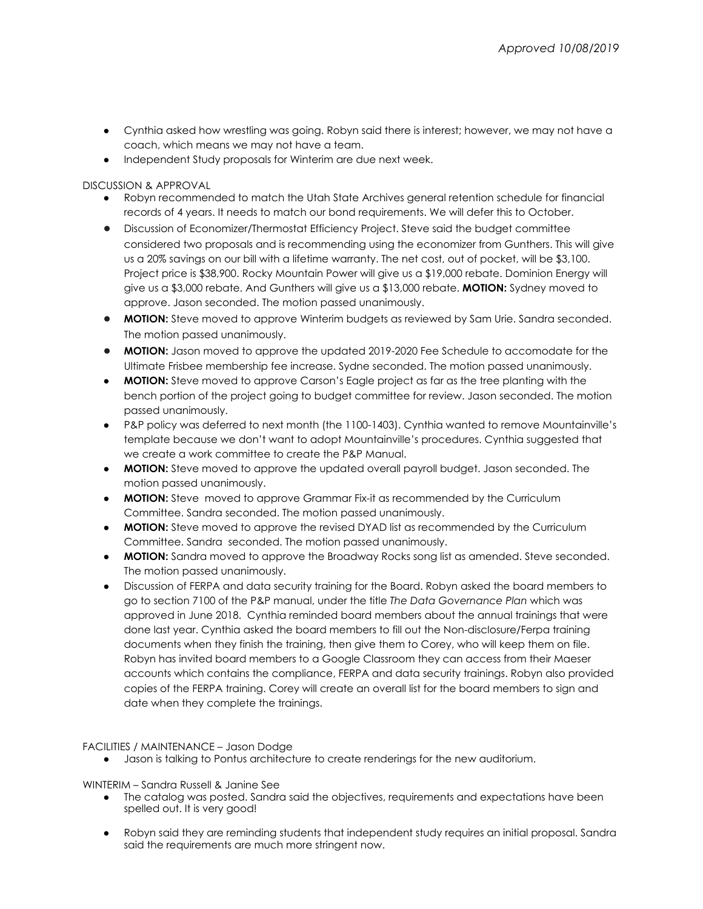*Approved 10/08/2019*

- Cynthia asked how wrestling was going. Robyn said there is interest; however, we may not have a coach, which means we may not have a team.
- Independent Study proposals for Winterim are due next week.

DISCUSSION & APPROVAL

- Robyn recommended to match the Utah State Archives general retention schedule for financial records of 4 years. It needs to match our bond requirements. We will defer this to October.
- Discussion of Economizer/Thermostat Efficiency Project. Steve said the budget committee considered two proposals and is recommending using the economizer from Gunthers. This will give us a 20% savings on our bill with a lifetime warranty. The net cost, out of pocket, will be $3,100. Project price is $38,900. Rocky Mountain Power will give us a $19,000 rebate. Dominion Energy will give us a $3,000 rebate. And Gunthers will give us a $13,000 rebate. **MOTION:** Sydney moved to approve. Jason seconded. The motion passed unanimously.
- **MOTION:** Steve moved to approve Winterim budgets as reviewed by Sam Urie. Sandra seconded. The motion passed unanimously.
- **MOTION:** Jason moved to approve the updated 2019-2020 Fee Schedule to accomodate for the Ultimate Frisbee membership fee increase. Sydne seconded. The motion passed unanimously.
- **MOTION:** Steve moved to approve Carson's Eagle project as far as the tree planting with the bench portion of the project going to budget committee for review. Jason seconded. The motion passed unanimously.
- P&P policy was deferred to next month (the 1100-1403). Cynthia wanted to remove Mountainville's template because we don't want to adopt Mountainville's procedures. Cynthia suggested that we create a work committee to create the P&P Manual.
- **MOTION:** Steve moved to approve the updated overall payroll budget. Jason seconded. The motion passed unanimously.
- **MOTION:** Steve moved to approve Grammar Fix-it as recommended by the Curriculum Committee. Sandra seconded. The motion passed unanimously.
- **MOTION:** Steve moved to approve the revised DYAD list as recommended by the Curriculum Committee. Sandra seconded. The motion passed unanimously.
- **MOTION:** Sandra moved to approve the Broadway Rocks song list as amended. Steve seconded. The motion passed unanimously.
- Discussion of FERPA and data security training for the Board. Robyn asked the board members to go to section 7100 of the P&P manual, under the title *The Data Governance Plan* which was approved in June 2018. Cynthia reminded board members about the annual trainings that were done last year. Cynthia asked the board members to fill out the Non-disclosure/Ferpa training documents when they finish the training, then give them to Corey, who will keep them on file. Robyn has invited board members to a Google Classroom they can access from their Maeser accounts which contains the compliance, FERPA and data security trainings. Robyn also provided copies of the FERPA training. Corey will create an overall list for the board members to sign and date when they complete the trainings.

FACILITIES / MAINTENANCE – Jason Dodge

- Jason is talking to Pontus architecture to create renderings for the new auditorium.

WINTERIM – Sandra Russell & Janine See

- The catalog was posted. Sandra said the objectives, requirements and expectations have been spelled out. It is very good!
- Robyn said they are reminding students that independent study requires an initial proposal. Sandra said the requirements are much more stringent now.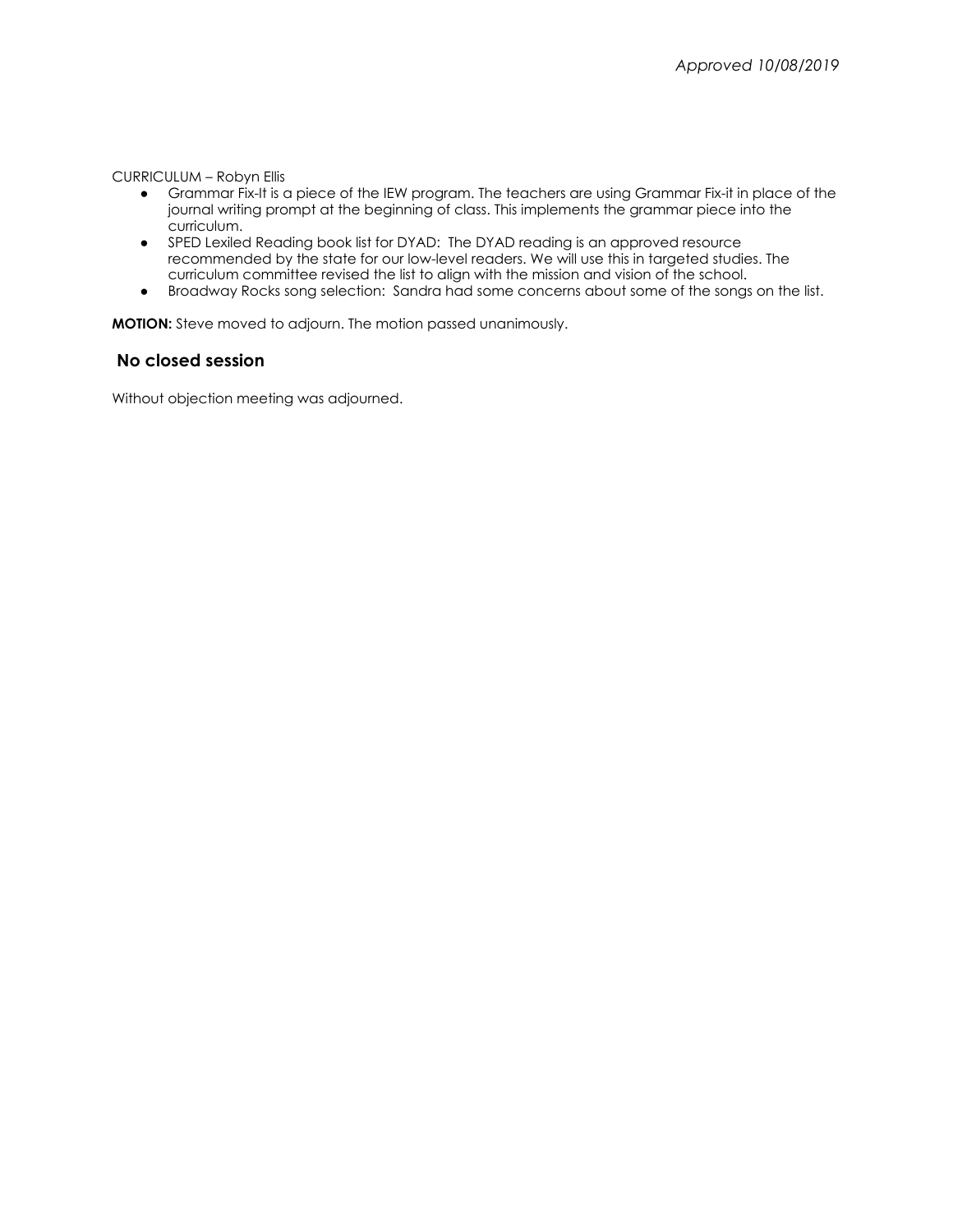*Approved 10/08/2019*

CURRICULUM – Robyn Ellis

- Grammar Fix-It is a piece of the IEW program. The teachers are using Grammar Fix-it in place of the journal writing prompt at the beginning of class. This implements the grammar piece into the curriculum.
- SPED Lexiled Reading book list for DYAD: The DYAD reading is an approved resource recommended by the state for our low-level readers. We will use this in targeted studies. The curriculum committee revised the list to align with the mission and vision of the school.
- Broadway Rocks song selection: Sandra had some concerns about some of the songs on the list.

**MOTION:** Steve moved to adjourn. The motion passed unanimously.

## No closed session

Without objection meeting was adjourned.